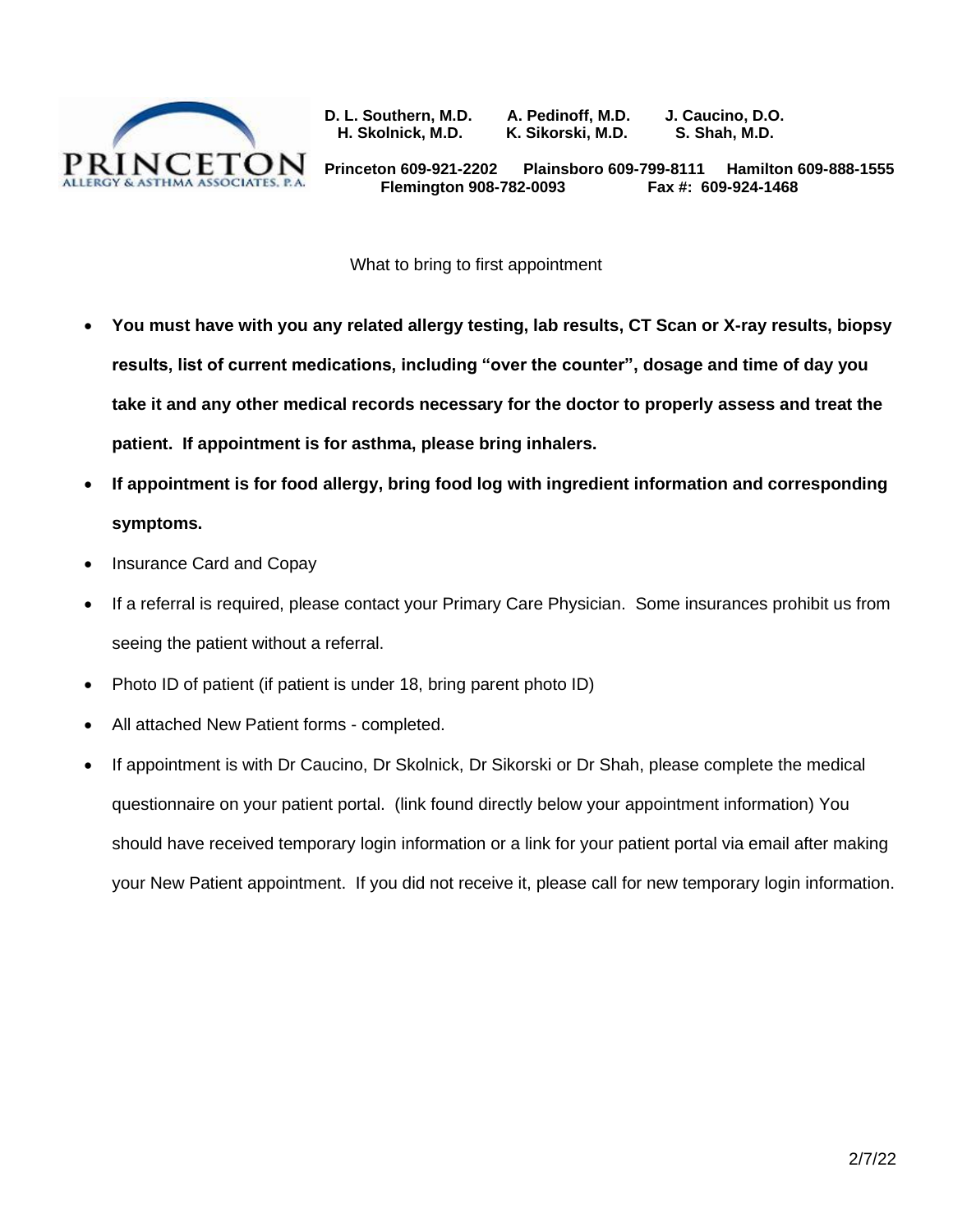PRINCETON ALLERGY & ASTHMA ASSOCIATES, P.A.

**D. L. Southern, M.D.  A. Pedinoff, M.D.  J. Caucino, D.O.**
**H. Skolnick, M.D.  K. Sikorski, M.D.  S. Shah, M.D.**

**Princeton 609-921-2202  Plainsboro 609-799-8111  Hamilton 609-888-1555**
**Flemington 908-782-0093  Fax #: 609-924-1468**

What to bring to first appointment

- **You must have with you any related allergy testing, lab results, CT Scan or X-ray results, biopsy results, list of current medications, including "over the counter", dosage and time of day you take it and any other medical records necessary for the doctor to properly assess and treat the patient. If appointment is for asthma, please bring inhalers.**
- **If appointment is for food allergy, bring food log with ingredient information and corresponding symptoms.**
- Insurance Card and Copay
- If a referral is required, please contact your Primary Care Physician. Some insurances prohibit us from seeing the patient without a referral.
- Photo ID of patient (if patient is under 18, bring parent photo ID)
- All attached New Patient forms - completed.
- If appointment is with Dr Caucino, Dr Skolnick, Dr Sikorski or Dr Shah, please complete the medical questionnaire on your patient portal. (link found directly below your appointment information) You should have received temporary login information or a link for your patient portal via email after making your New Patient appointment. If you did not receive it, please call for new temporary login information.

2/7/22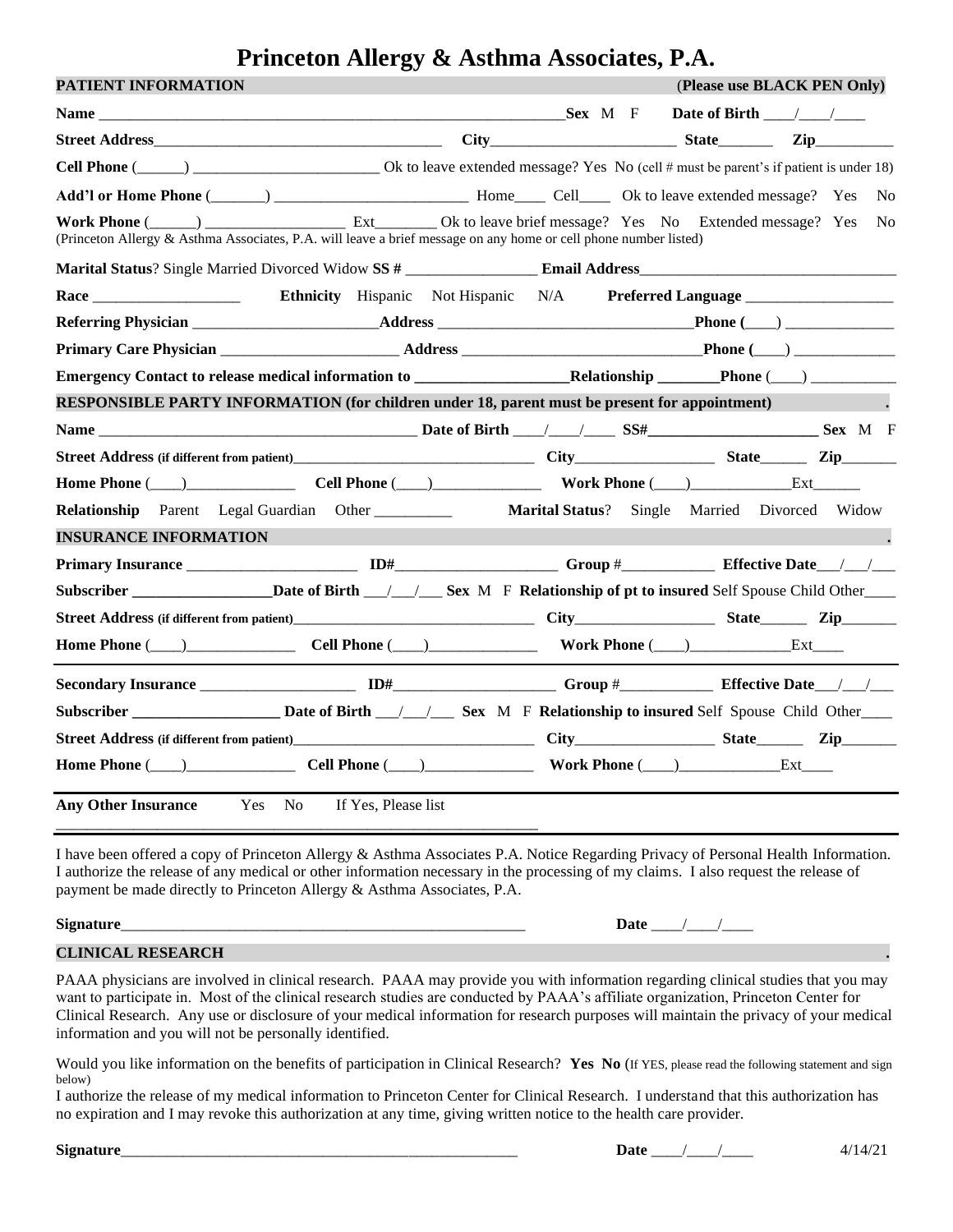# Princeton Allergy & Asthma Associates, P.A.

**PATIENT INFORMATION** (**Please use BLACK PEN Only**)

**Name** ______________________________________________________________ **Sex** M F **Date of Birth** ____/____/____

**Street Address**______________________________________ **City**________________________ **State**_______ **Zip**__________

**Cell Phone** (______) ________________________ Ok to leave extended message? Yes No (cell # must be parent's if patient is under 18)

**Add'l or Home Phone** (_______) _________________________ Home____ Cell____ Ok to leave extended message? Yes No

**Work Phone** (______) __________________ Ext________ Ok to leave brief message? Yes No Extended message? Yes No
(Princeton Allergy & Asthma Associates, P.A. will leave a brief message on any home or cell phone listed)

**Marital Status**? Single Married Divorced Widow **SS #** _________________ **Email Address**_________________________________

**Race** ___________________ **Ethnicity** Hispanic Not Hispanic N/A **Preferred Language** ___________________

**Referring Physician** _______________________**Address** ________________________________**Phone (**____) ______________

**Primary Care Physician** ______________________ **Address** _______________________________**Phone (**____) _____________

**Emergency Contact to release medical information to** ___________________**Relationship** ________**Phone** (____) ___________

**RESPONSIBLE PARTY INFORMATION (for children under 18, parent must be present for appointment)**

**Name** _________________________________________ **Date of Birth** ____/____/____ **SS#**______________________ **Sex** M F

**Street Address (if different from patient)**_________________________________ **City**__________________ **State**______ **Zip**_______

**Home Phone** (____)______________ **Cell Phone** (____)______________ **Work Phone** (____)_____________Ext______

**Relationship** Parent Legal Guardian Other __________ **Marital Status**? Single Married Divorced Widow

**INSURANCE INFORMATION**

**Primary Insurance** ______________________ **ID#**____________________ **Group** #____________ **Effective Date**___/___/___

**Subscriber** _________________**Date of Birth** ___/___/___ **Sex** M F **Relationship of pt to insured** Self Spouse Child Other____

**Street Address (if different from patient)**_________________________________ **City**__________________ **State**______ **Zip**_______

**Home Phone** (____)______________ **Cell Phone** (____)______________ **Work Phone** (____)_____________Ext____

**Secondary Insurance** ____________________ **ID#**____________________ **Group** #____________ **Effective Date**___/___/___

**Subscriber** __________________ **Date of Birth** ___/___/___ **Sex** M F **Relationship to insured** Self Spouse Child Other____

**Street Address (if different from patient)**_________________________________ **City**__________________ **State**______ **Zip**_______

**Home Phone** (____)______________ **Cell Phone** (____)______________ **Work Phone** (____)_____________Ext____

**Any Other Insurance** Yes No If Yes, Please list
_____________________________________________________________

I have been offered a copy of Princeton Allergy & Asthma Associates P.A. Notice Regarding Privacy of Personal Health Information. I authorize the release of any medical or other information necessary in the processing of my claims. I also request the release of payment be made directly to Princeton Allergy & Asthma Associates, P.A.

**Signature**_______________________________________________________ **Date** ____/____/____

**CLINICAL RESEARCH**

PAAA physicians are involved in clinical research. PAAA may provide you with information regarding clinical studies that you may want to participate in. Most of the clinical research studies are conducted by PAAA's affiliate organization, Princeton Center for Clinical Research. Any use or disclosure of your medical information for research purposes will maintain the privacy of your medical information and you will not be personally identified.

Would you like information on the benefits of participation in Clinical Research? **Yes No** (If YES, please read the following statement and sign below)
I authorize the release of my medical information to Princeton Center for Clinical Research. I understand that this authorization has no expiration and I may revoke this authorization at any time, giving written notice to the health care provider.

**Signature**_____________________________________________________ **Date** ____/____/____ 4/14/21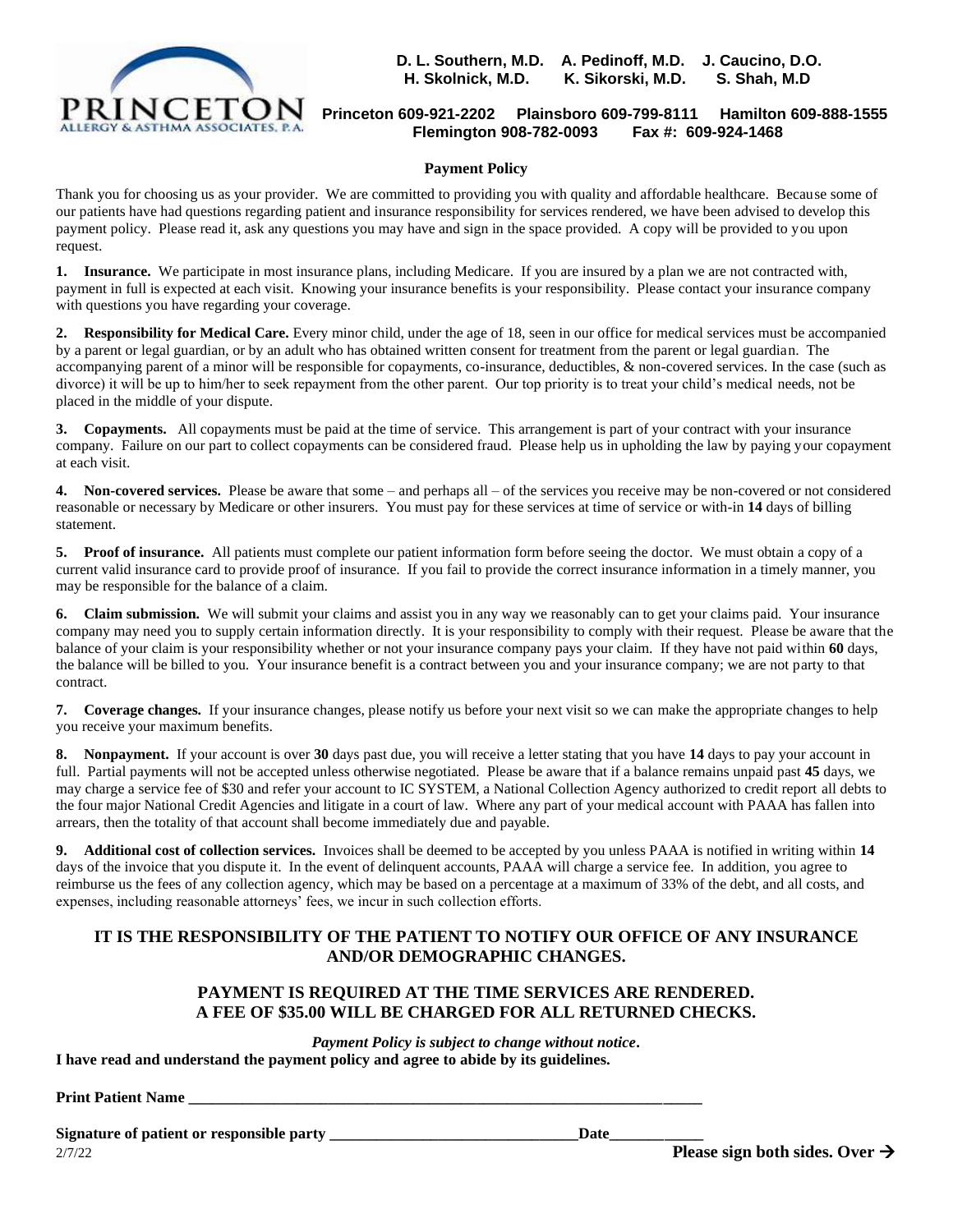PRINCETON
ALLERGY & ASTHMA ASSOCIATES, P.A.

**D. L. Southern, M.D. A. Pedinoff, M.D. J. Caucino, D.O.**
**H. Skolnick, M.D. K. Sikorski, M.D. S. Shah, M.D**

**Princeton 609-921-2202 Plainsboro 609-799-8111 Hamilton 609-888-1555**
**Flemington 908-782-0093 Fax #: 609-924-1468**

## Payment Policy

Thank you for choosing us as your provider. We are committed to providing you with quality and affordable healthcare. Because some of our patients have had questions regarding patient and insurance responsibility for services rendered, we have been advised to develop this payment policy. Please read it, ask any questions you may have and sign in the space provided. A copy will be provided to you upon request.

**1. Insurance.** We participate in most insurance plans, including Medicare. If you are insured by a plan we are not contracted with, payment in full is expected at each visit. Knowing your insurance benefits is your responsibility. Please contact your insurance company with questions you have regarding your coverage.

**2. Responsibility for Medical Care.** Every minor child, under the age of 18, seen in our office for medical services must be accompanied by a parent or legal guardian, or by an adult who has obtained written consent for treatment from the parent or legal guardian. The accompanying parent of a minor will be responsible for copayments, co-insurance, deductibles, & non-covered services. In the case (such as divorce) it will be up to him/her to seek repayment from the other parent. Our top priority is to treat your child's medical needs, not be placed in the middle of your dispute.

**3. Copayments.** All copayments must be paid at the time of service. This arrangement is part of your contract with your insurance company. Failure on our part to collect copayments can be considered fraud. Please help us in upholding the law by paying your copayment at each visit.

**4. Non-covered services.** Please be aware that some – and perhaps all – of the services you receive may be non-covered or not considered reasonable or necessary by Medicare or other insurers. You must pay for these services at time of service or with-in **14** days of billing statement.

**5. Proof of insurance.** All patients must complete our patient information form before seeing the doctor. We must obtain a copy of a current valid insurance card to provide proof of insurance. If you fail to provide the correct insurance information in a timely manner, you may be responsible for the balance of a claim.

**6. Claim submission.** We will submit your claims and assist you in any way we reasonably can to get your claims paid. Your insurance company may need you to supply certain information directly. It is your responsibility to comply with their request. Please be aware that the balance of your claim is your responsibility whether or not your insurance company pays your claim. If they have not paid within **60** days, the balance will be billed to you. Your insurance benefit is a contract between you and your insurance company; we are not party to that contract.

**7. Coverage changes.** If your insurance changes, please notify us before your next visit so we can make the appropriate changes to help you receive your maximum benefits.

**8. Nonpayment.** If your account is over **30** days past due, you will receive a letter stating that you have **14** days to pay your account in full. Partial payments will not be accepted unless otherwise negotiated. Please be aware that if a balance remains unpaid past **45** days, we may charge a service fee of $30 and refer your account to IC SYSTEM, a National Collection Agency authorized to credit report all debts to the four major National Credit Agencies and litigate in a court of law. Where any part of your medical account with PAAA has fallen into arrears, then the totality of that account shall become immediately due and payable.

**9. Additional cost of collection services.** Invoices shall be deemed to be accepted by you unless PAAA is notified in writing within **14** days of the invoice that you dispute it. In the event of delinquent accounts, PAAA will charge a service fee. In addition, you agree to reimburse us the fees of any collection agency, which may be based on a percentage at a maximum of 33% of the debt, and all costs, and expenses, including reasonable attorneys' fees, we incur in such collection efforts.

**IT IS THE RESPONSIBILITY OF THE PATIENT TO NOTIFY OUR OFFICE OF ANY INSURANCE AND/OR DEMOGRAPHIC CHANGES.**

**PAYMENT IS REQUIRED AT THE TIME SERVICES ARE RENDERED.**
**A FEE OF $35.00 WILL BE CHARGED FOR ALL RETURNED CHECKS.**

***Payment Policy is subject to change without notice.***

**I have read and understand the payment policy and agree to abide by its guidelines.**

**Print Patient Name** ______________________________________________

**Signature of patient or responsible party** ______________________________ **Date** ____________

2/7/22

**Please sign both sides. Over →**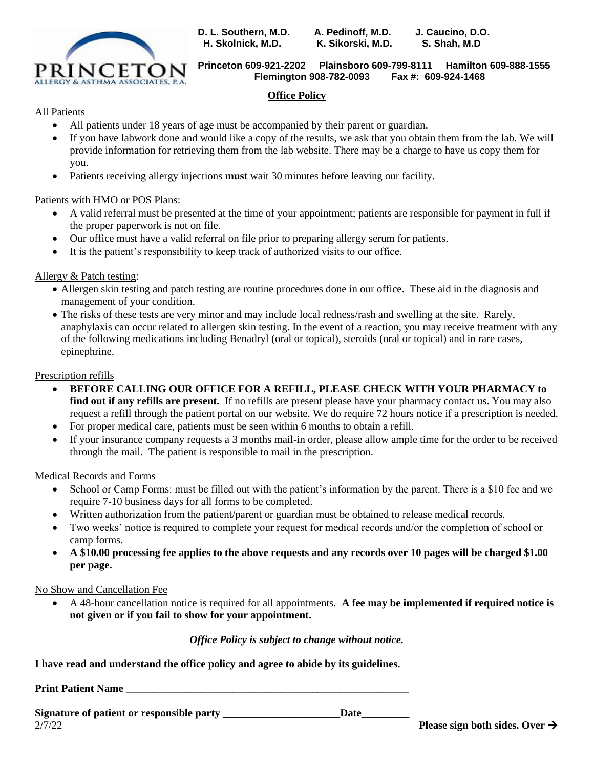**PRINCETON**
ALLERGY & ASTHMA ASSOCIATES, P.A.

**D. L. Southern, M.D. A. Pedinoff, M.D. J. Caucino, D.O.**
**H. Skolnick, M.D. K. Sikorski, M.D. S. Shah, M.D**

**Princeton 609-921-2202 Plainsboro 609-799-8111 Hamilton 609-888-1555**
**Flemington 908-782-0093 Fax #: 609-924-1468**

## Office Policy

All Patients

- All patients under 18 years of age must be accompanied by their parent or guardian.
- If you have labwork done and would like a copy of the results, we ask that you obtain them from the lab. We will provide information for retrieving them from the lab website. There may be a charge to have us copy them for you.
- Patients receiving allergy injections **must** wait 30 minutes before leaving our facility.

Patients with HMO or POS Plans:

- A valid referral must be presented at the time of your appointment; patients are responsible for payment in full if the proper paperwork is not on file.
- Our office must have a valid referral on file prior to preparing allergy serum for patients.
- It is the patient's responsibility to keep track of authorized visits to our office.

Allergy & Patch testing:

- Allergen skin testing and patch testing are routine procedures done in our office. These aid in the diagnosis and management of your condition.
- The risks of these tests are very minor and may include local redness/rash and swelling at the site. Rarely, anaphylaxis can occur related to allergen skin testing. In the event of a reaction, you may receive treatment with any of the following medications including Benadryl (oral or topical), steroids (oral or topical) and in rare cases, epinephrine.

Prescription refills

- **BEFORE CALLING OUR OFFICE FOR A REFILL, PLEASE CHECK WITH YOUR PHARMACY to find out if any refills are present.** If no refills are present please have your pharmacy contact us. You may also request a refill through the patient portal on our website. We do require 72 hours notice if a prescription is needed.
- For proper medical care, patients must be seen within 6 months to obtain a refill.
- If your insurance company requests a 3 months mail-in order, please allow ample time for the order to be received through the mail. The patient is responsible to mail in the prescription.

Medical Records and Forms

- School or Camp Forms: must be filled out with the patient's information by the parent. There is a $10 fee and we require 7-10 business days for all forms to be completed.
- Written authorization from the patient/parent or guardian must be obtained to release medical records.
- Two weeks' notice is required to complete your request for medical records and/or the completion of school or camp forms.
- **A $10.00 processing fee applies to the above requests and any records over 10 pages will be charged $1.00 per page.**

No Show and Cancellation Fee

- A 48-hour cancellation notice is required for all appointments. **A fee may be implemented if required notice is not given or if you fail to show for your appointment.**

*Office Policy is subject to change without notice.*

**I have read and understand the office policy and agree to abide by its guidelines.**

**Print Patient Name** \_\_\_\_\_\_\_\_\_\_\_\_\_\_\_\_\_\_\_\_\_\_\_\_\_\_\_\_\_\_\_\_\_\_\_\_\_\_\_\_\_\_\_\_\_\_\_\_

**Signature of patient or responsible party** \_\_\_\_\_\_\_\_\_\_\_\_\_\_\_\_\_\_\_\_\_\_ **Date**\_\_\_\_\_\_\_\_\_

2/7/22 **Please sign both sides. Over →**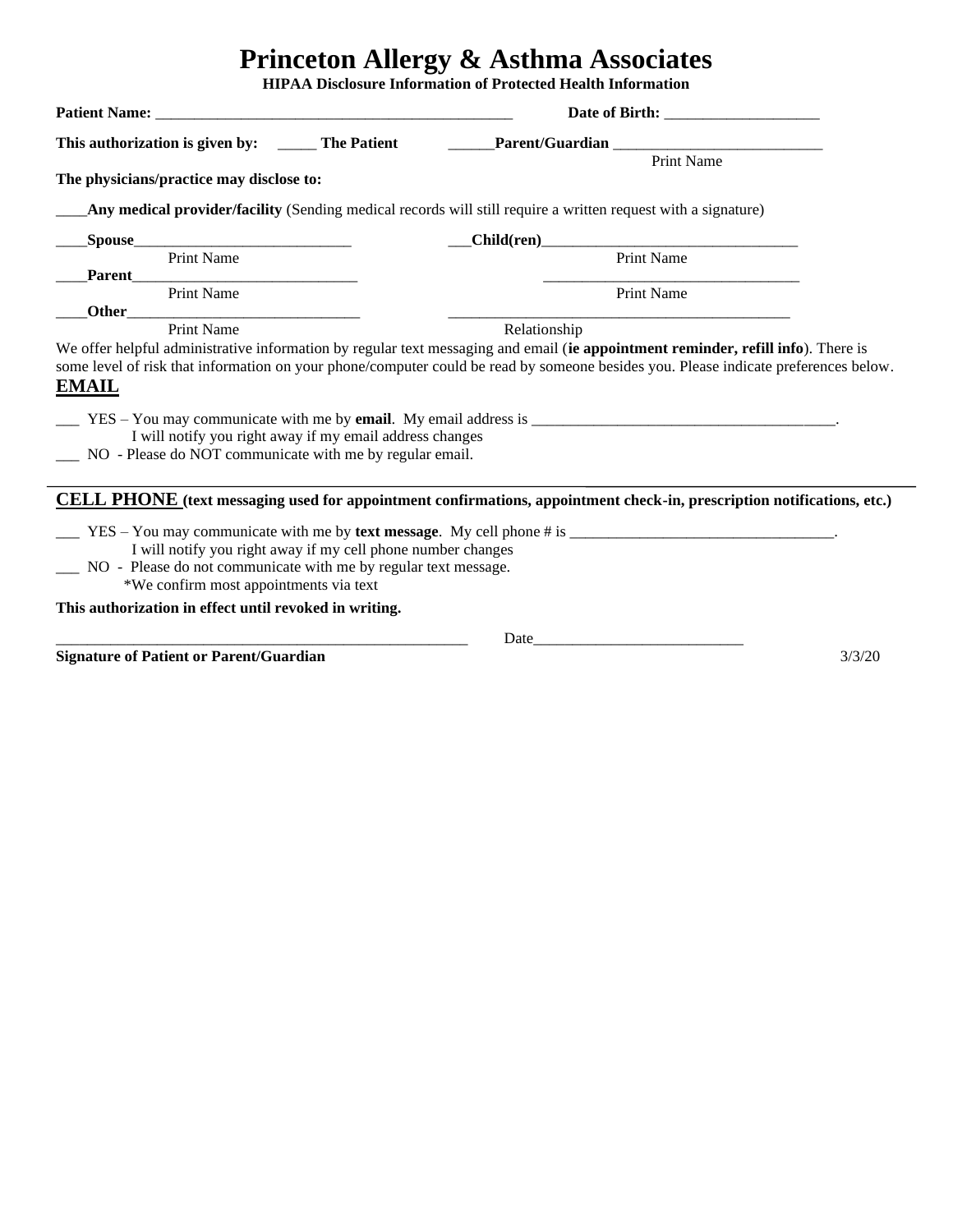# Princeton Allergy & Asthma Associates

**HIPAA Disclosure Information of Protected Health Information**

**Patient Name:** _______________________________________________ **Date of Birth:** ____________________

**This authorization is given by:** _____ **The Patient** ______**Parent/Guardian** ___________________________
Print Name

**The physicians/practice may disclose to:**

____**Any medical provider/facility** (Sending medical records will still require a written request with a signature)

____**Spouse**____________________________ ___**Child(ren)**_________________________________
Print Name Print Name

____**Parent**______________________________ _________________________________
Print Name Print Name

____**Other**_______________________________ _____________________________________________
Print Name Relationship

We offer helpful administrative information by regular text messaging and email (**ie appointment reminder, refill info**). There is some level of risk that information on your phone/computer could be read by someone besides you. Please indicate preferences below.

**EMAIL**

___ YES – You may communicate with me by **email**. My email address is _______________________________________.
I will notify you right away if my email address changes

___ NO - Please do NOT communicate with me by regular email.

**CELL PHONE** **(text messaging used for appointment confirmations, appointment check-in, prescription notifications, etc.)**

___ YES – You may communicate with me by **text message**. My cell phone # is __________________________________.
I will notify you right away if my cell phone number changes

___ NO - Please do not communicate with me by regular text message.
*We confirm most appointments via text

**This authorization in effect until revoked in writing.**

______________________________________________________ Date___________________________

**Signature of Patient or Parent/Guardian** 3/3/20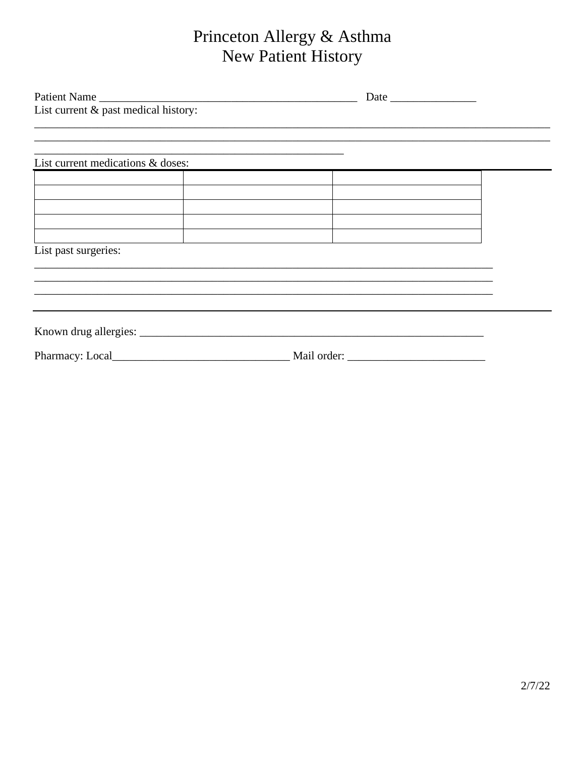# Princeton Allergy & Asthma
## New Patient History

Patient Name ______________________________________________ Date _______________

List current & past medical history:

_______________________________________________________________________________________________

_______________________________________________________________________________________________

________________________________________________________

List current medications & doses:

| | | |
|---|---|---|
| | | |
| | | |
| | | |
| | | |
| | | |

List past surgeries:

___________________________________________________________________________________

___________________________________________________________________________________

___________________________________________________________________________________

Known drug allergies: _______________________________________________________________

Pharmacy: Local_______________________________ Mail order: ________________________

2/7/22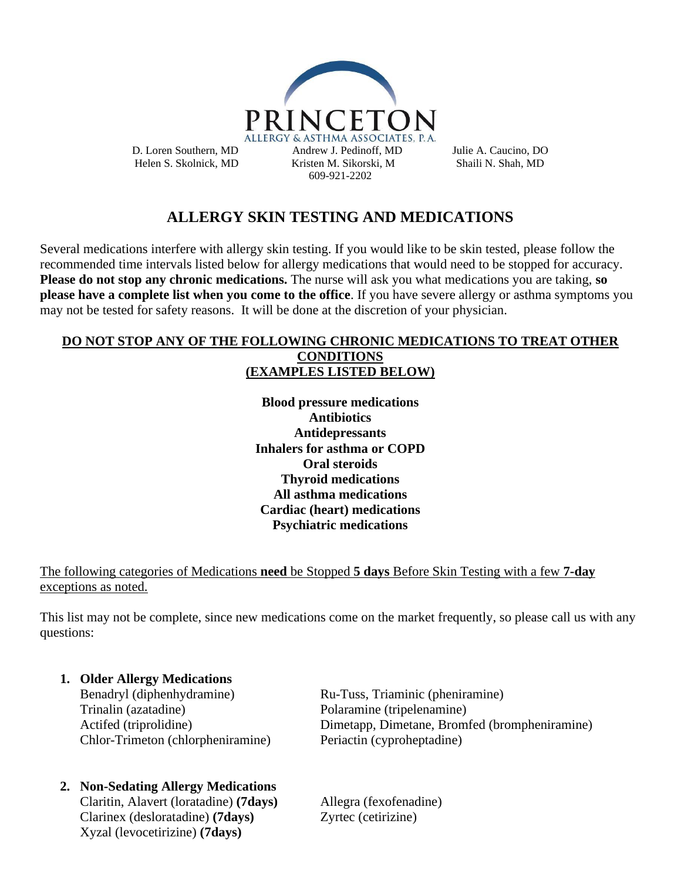PRINCETON
ALLERGY & ASTHMA ASSOCIATES, P.A.

D. Loren Southern, MD
Helen S. Skolnick, MD

Andrew J. Pedinoff, MD
Kristen M. Sikorski, M
609-921-2202

Julie A. Caucino, DO
Shaili N. Shah, MD

# ALLERGY SKIN TESTING AND MEDICATIONS

Several medications interfere with allergy skin testing. If you would like to be skin tested, please follow the recommended time intervals listed below for allergy medications that would need to be stopped for accuracy. **Please do not stop any chronic medications.** The nurse will ask you what medications you are taking, **so please have a complete list when you come to the office**. If you have severe allergy or asthma symptoms you may not be tested for safety reasons. It will be done at the discretion of your physician.

**DO NOT STOP ANY OF THE FOLLOWING CHRONIC MEDICATIONS TO TREAT OTHER CONDITIONS (EXAMPLES LISTED BELOW)**

**Blood pressure medications**
**Antibiotics**
**Antidepressants**
**Inhalers for asthma or COPD**
**Oral steroids**
**Thyroid medications**
**All asthma medications**
**Cardiac (heart) medications**
**Psychiatric medications**

The following categories of Medications **need** be Stopped **5 days** Before Skin Testing with a few **7-day** exceptions as noted.

This list may not be complete, since new medications come on the market frequently, so please call us with any questions:

1. **Older Allergy Medications**
   - Benadryl (diphenhydramine)
   - Trinalin (azatadine)
   - Actifed (triprolidine)
   - Chlor-Trimeton (chlorpheniramine)
   - Ru-Tuss, Triaminic (pheniramine)
   - Polaramine (tripelenamine)
   - Dimetapp, Dimetane, Bromfed (brompheniramine)
   - Periactin (cyproheptadine)

2. **Non-Sedating Allergy Medications**
   - Claritin, Alavert (loratadine) **(7days)**
   - Clarinex (desloratadine) **(7days)**
   - Xyzal (levocetirizine) **(7days)**
   - Allegra (fexofenadine)
   - Zyrtec (cetirizine)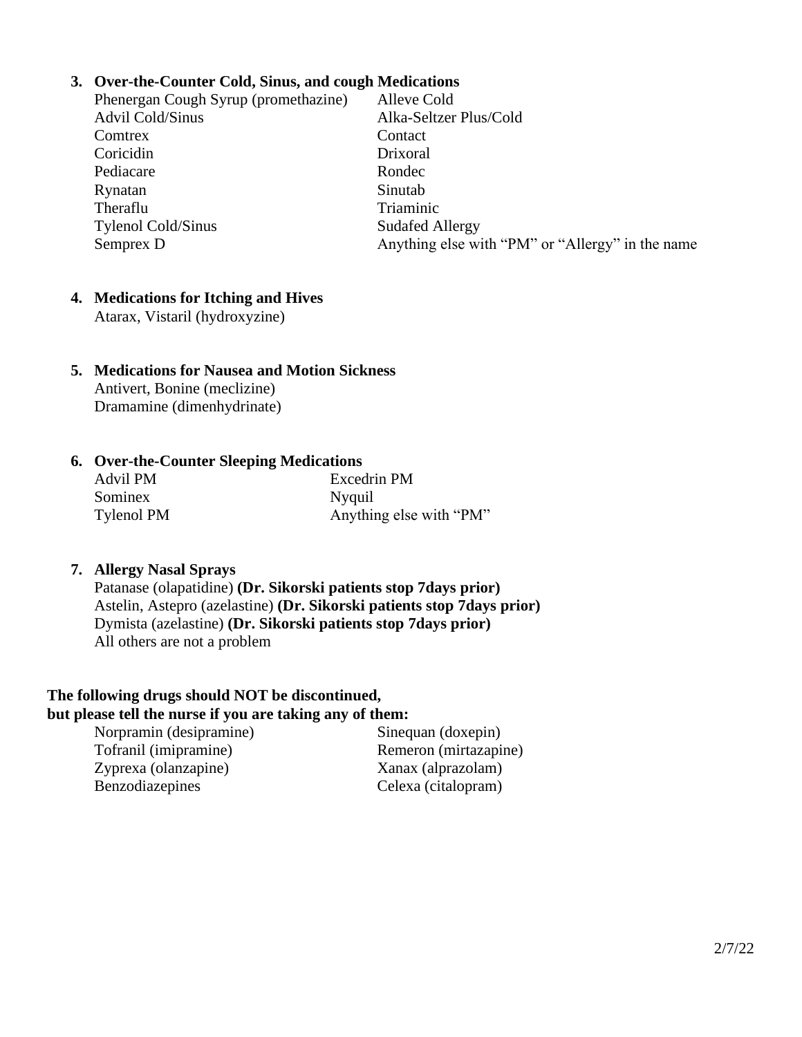3. **Over-the-Counter Cold, Sinus, and cough Medications**

| | |
|---|---|
| Phenergan Cough Syrup (promethazine) | Alleve Cold |
| Advil Cold/Sinus | Alka-Seltzer Plus/Cold |
| Comtrex | Contact |
| Coricidin | Drixoral |
| Pediacare | Rondec |
| Rynatan | Sinutab |
| Theraflu | Triaminic |
| Tylenol Cold/Sinus | Sudafed Allergy |
| Semprex D | Anything else with "PM" or "Allergy" in the name |

4. **Medications for Itching and Hives**
   Atarax, Vistaril (hydroxyzine)

5. **Medications for Nausea and Motion Sickness**
   Antivert, Bonine (meclizine)
   Dramamine (dimenhydrinate)

6. **Over-the-Counter Sleeping Medications**

| | |
|---|---|
| Advil PM | Excedrin PM |
| Sominex | Nyquil |
| Tylenol PM | Anything else with "PM" |

7. **Allergy Nasal Sprays**
   Patanase (olapatidine) **(Dr. Sikorski patients stop 7days prior)**
   Astelin, Astepro (azelastine) **(Dr. Sikorski patients stop 7days prior)**
   Dymista (azelastine) **(Dr. Sikorski patients stop 7days prior)**
   All others are not a problem

**The following drugs should NOT be discontinued, but please tell the nurse if you are taking any of them:**

| | |
|---|---|
| Norpramin (desipramine) | Sinequan (doxepin) |
| Tofranil (imipramine) | Remeron (mirtazapine) |
| Zyprexa (olanzapine) | Xanax (alprazolam) |
| Benzodiazepines | Celexa (citalopram) |

2/7/22